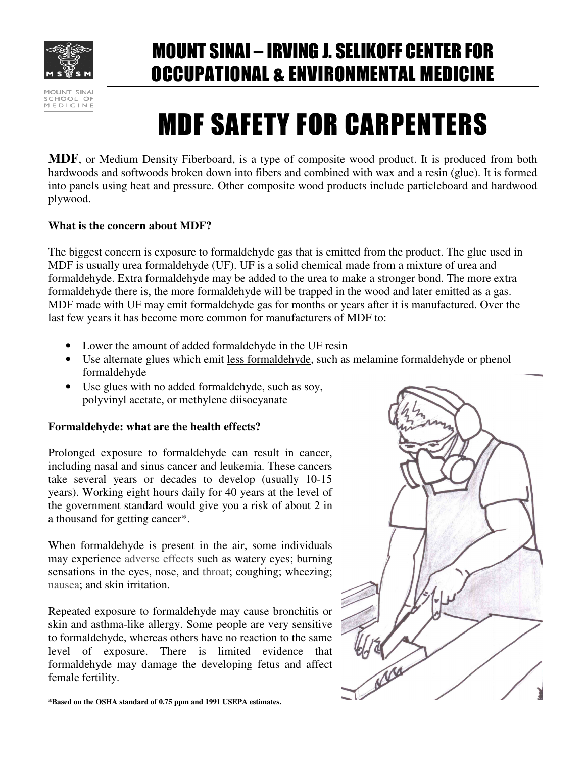# MOUNT SINAI – IRVING J. SELIKOFF CENTER FOR OCCUPATIONAL & ENVIRONMENTAL MEDICINE

MOUNT SINAI SCHOOL OF MEDICINE

# MDF SAFETY FOR CARPENTERS

**MDF**, or Medium Density Fiberboard, is a type of composite wood product. It is produced from both hardwoods and softwoods broken down into fibers and combined with wax and a resin (glue). It is formed into panels using heat and pressure. Other composite wood products include particleboard and hardwood plywood.

**What is the concern about MDF?**

The biggest concern is exposure to formaldehyde gas that is emitted from the product. The glue used in MDF is usually urea formaldehyde (UF). UF is a solid chemical made from a mixture of urea and formaldehyde. Extra formaldehyde may be added to the urea to make a stronger bond. The more extra formaldehyde there is, the more formaldehyde will be trapped in the wood and later emitted as a gas. MDF made with UF may emit formaldehyde gas for months or years after it is manufactured. Over the last few years it has become more common for manufacturers of MDF to:

- Lower the amount of added formaldehyde in the UF resin
- Use alternate glues which emit less formaldehyde, such as melamine formaldehyde or phenol formaldehyde
- Use glues with no added formaldehyde, such as soy, polyvinyl acetate, or methylene diisocyanate

**Formaldehyde: what are the health effects?**

Prolonged exposure to formaldehyde can result in cancer, including nasal and sinus cancer and leukemia. These cancers take several years or decades to develop (usually 10-15 years). Working eight hours daily for 40 years at the level of the government standard would give you a risk of about 2 in a thousand for getting cancer*.

When formaldehyde is present in the air, some individuals may experience adverse effects such as watery eyes; burning sensations in the eyes, nose, and throat; coughing; wheezing; nausea; and skin irritation.

Repeated exposure to formaldehyde may cause bronchitis or skin and asthma-like allergy. Some people are very sensitive to formaldehyde, whereas others have no reaction to the same level of exposure. There is limited evidence that formaldehyde may damage the developing fetus and affect female fertility.

**\*Based on the OSHA standard of 0.75 ppm and 1991 USEPA estimates.**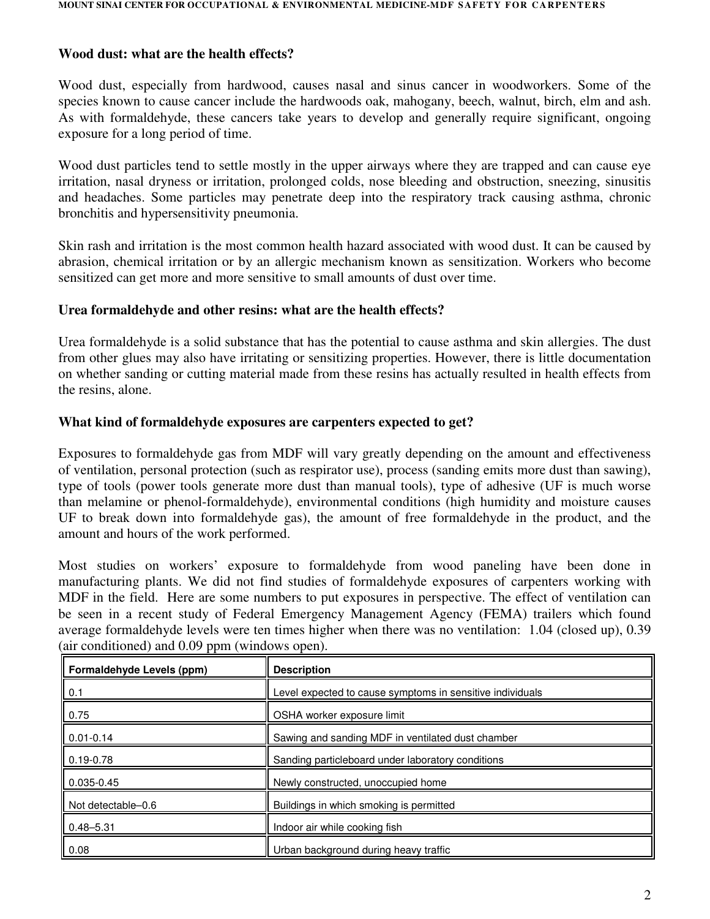**Wood dust: what are the health effects?**

Wood dust, especially from hardwood, causes nasal and sinus cancer in woodworkers. Some of the species known to cause cancer include the hardwoods oak, mahogany, beech, walnut, birch, elm and ash. As with formaldehyde, these cancers take years to develop and generally require significant, ongoing exposure for a long period of time.

Wood dust particles tend to settle mostly in the upper airways where they are trapped and can cause eye irritation, nasal dryness or irritation, prolonged colds, nose bleeding and obstruction, sneezing, sinusitis and headaches. Some particles may penetrate deep into the respiratory track causing asthma, chronic bronchitis and hypersensitivity pneumonia.

Skin rash and irritation is the most common health hazard associated with wood dust. It can be caused by abrasion, chemical irritation or by an allergic mechanism known as sensitization. Workers who become sensitized can get more and more sensitive to small amounts of dust over time.

**Urea formaldehyde and other resins: what are the health effects?**

Urea formaldehyde is a solid substance that has the potential to cause asthma and skin allergies. The dust from other glues may also have irritating or sensitizing properties. However, there is little documentation on whether sanding or cutting material made from these resins has actually resulted in health effects from the resins, alone.

**What kind of formaldehyde exposures are carpenters expected to get?**

Exposures to formaldehyde gas from MDF will vary greatly depending on the amount and effectiveness of ventilation, personal protection (such as respirator use), process (sanding emits more dust than sawing), type of tools (power tools generate more dust than manual tools), type of adhesive (UF is much worse than melamine or phenol-formaldehyde), environmental conditions (high humidity and moisture causes UF to break down into formaldehyde gas), the amount of free formaldehyde in the product, and the amount and hours of the work performed.

Most studies on workers' exposure to formaldehyde from wood paneling have been done in manufacturing plants. We did not find studies of formaldehyde exposures of carpenters working with MDF in the field. Here are some numbers to put exposures in perspective. The effect of ventilation can be seen in a recent study of Federal Emergency Management Agency (FEMA) trailers which found average formaldehyde levels were ten times higher when there was no ventilation: 1.04 (closed up), 0.39 (air conditioned) and 0.09 ppm (windows open).

| Formaldehyde Levels (ppm) | Description |
|---|---|
| 0.1 | Level expected to cause symptoms in sensitive individuals |
| 0.75 | OSHA worker exposure limit |
| 0.01-0.14 | Sawing and sanding MDF in ventilated dust chamber |
| 0.19-0.78 | Sanding particleboard under laboratory conditions |
| 0.035-0.45 | Newly constructed, unoccupied home |
| Not detectable–0.6 | Buildings in which smoking is permitted |
| 0.48–5.31 | Indoor air while cooking fish |
| 0.08 | Urban background during heavy traffic |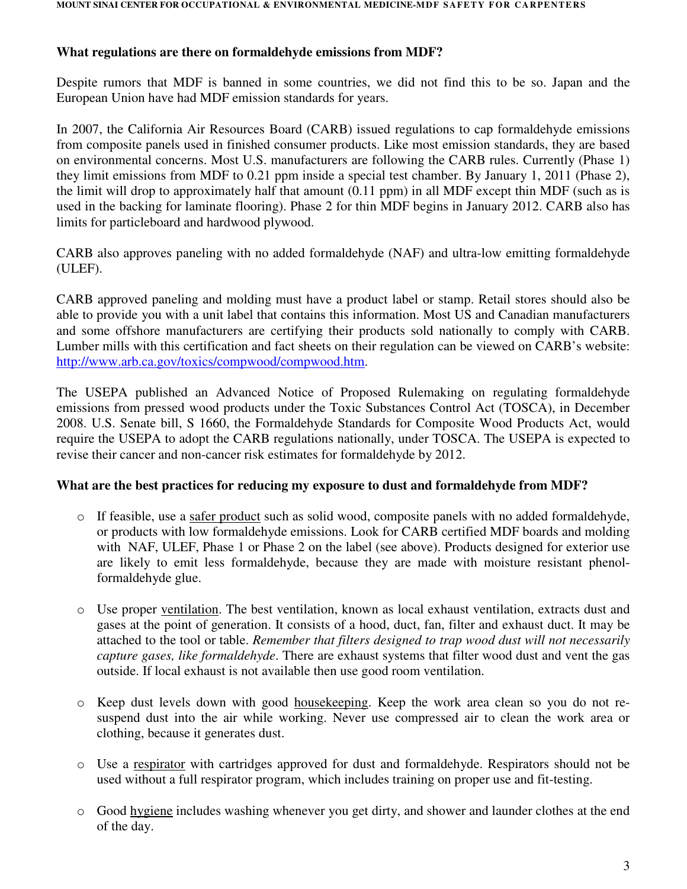**What regulations are there on formaldehyde emissions from MDF?**

Despite rumors that MDF is banned in some countries, we did not find this to be so. Japan and the European Union have had MDF emission standards for years.

In 2007, the California Air Resources Board (CARB) issued regulations to cap formaldehyde emissions from composite panels used in finished consumer products. Like most emission standards, they are based on environmental concerns. Most U.S. manufacturers are following the CARB rules. Currently (Phase 1) they limit emissions from MDF to 0.21 ppm inside a special test chamber. By January 1, 2011 (Phase 2), the limit will drop to approximately half that amount (0.11 ppm) in all MDF except thin MDF (such as is used in the backing for laminate flooring). Phase 2 for thin MDF begins in January 2012. CARB also has limits for particleboard and hardwood plywood.

CARB also approves paneling with no added formaldehyde (NAF) and ultra-low emitting formaldehyde (ULEF).

CARB approved paneling and molding must have a product label or stamp. Retail stores should also be able to provide you with a unit label that contains this information. Most US and Canadian manufacturers and some offshore manufacturers are certifying their products sold nationally to comply with CARB. Lumber mills with this certification and fact sheets on their regulation can be viewed on CARB's website: http://www.arb.ca.gov/toxics/compwood/compwood.htm.

The USEPA published an Advanced Notice of Proposed Rulemaking on regulating formaldehyde emissions from pressed wood products under the Toxic Substances Control Act (TOSCA), in December 2008. U.S. Senate bill, S 1660, the Formaldehyde Standards for Composite Wood Products Act, would require the USEPA to adopt the CARB regulations nationally, under TOSCA. The USEPA is expected to revise their cancer and non-cancer risk estimates for formaldehyde by 2012.

**What are the best practices for reducing my exposure to dust and formaldehyde from MDF?**

- If feasible, use a safer product such as solid wood, composite panels with no added formaldehyde, or products with low formaldehyde emissions. Look for CARB certified MDF boards and molding with NAF, ULEF, Phase 1 or Phase 2 on the label (see above). Products designed for exterior use are likely to emit less formaldehyde, because they are made with moisture resistant phenol-formaldehyde glue.

- Use proper ventilation. The best ventilation, known as local exhaust ventilation, extracts dust and gases at the point of generation. It consists of a hood, duct, fan, filter and exhaust duct. It may be attached to the tool or table. *Remember that filters designed to trap wood dust will not necessarily capture gases, like formaldehyde*. There are exhaust systems that filter wood dust and vent the gas outside. If local exhaust is not available then use good room ventilation.

- Keep dust levels down with good housekeeping. Keep the work area clean so you do not re-suspend dust into the air while working. Never use compressed air to clean the work area or clothing, because it generates dust.

- Use a respirator with cartridges approved for dust and formaldehyde. Respirators should not be used without a full respirator program, which includes training on proper use and fit-testing.

- Good hygiene includes washing whenever you get dirty, and shower and launder clothes at the end of the day.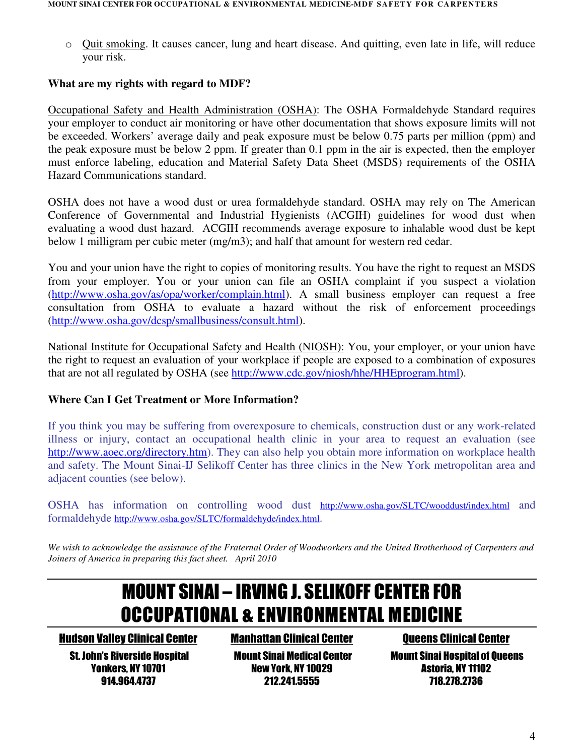- Quit smoking. It causes cancer, lung and heart disease. And quitting, even late in life, will reduce your risk.

**What are my rights with regard to MDF?**

Occupational Safety and Health Administration (OSHA): The OSHA Formaldehyde Standard requires your employer to conduct air monitoring or have other documentation that shows exposure limits will not be exceeded. Workers' average daily and peak exposure must be below 0.75 parts per million (ppm) and the peak exposure must be below 2 ppm. If greater than 0.1 ppm in the air is expected, then the employer must enforce labeling, education and Material Safety Data Sheet (MSDS) requirements of the OSHA Hazard Communications standard.

OSHA does not have a wood dust or urea formaldehyde standard. OSHA may rely on The American Conference of Governmental and Industrial Hygienists (ACGIH) guidelines for wood dust when evaluating a wood dust hazard. ACGIH recommends average exposure to inhalable wood dust be kept below 1 milligram per cubic meter (mg/m3); and half that amount for western red cedar.

You and your union have the right to copies of monitoring results. You have the right to request an MSDS from your employer. You or your union can file an OSHA complaint if you suspect a violation (http://www.osha.gov/as/opa/worker/complain.html). A small business employer can request a free consultation from OSHA to evaluate a hazard without the risk of enforcement proceedings (http://www.osha.gov/dcsp/smallbusiness/consult.html).

National Institute for Occupational Safety and Health (NIOSH): You, your employer, or your union have the right to request an evaluation of your workplace if people are exposed to a combination of exposures that are not all regulated by OSHA (see http://www.cdc.gov/niosh/hhe/HHEprogram.html).

**Where Can I Get Treatment or More Information?**

If you think you may be suffering from overexposure to chemicals, construction dust or any work-related illness or injury, contact an occupational health clinic in your area to request an evaluation (see http://www.aoec.org/directory.htm). They can also help you obtain more information on workplace health and safety. The Mount Sinai-IJ Selikoff Center has three clinics in the New York metropolitan area and adjacent counties (see below).

OSHA has information on controlling wood dust http://www.osha.gov/SLTC/wooddust/index.html and formaldehyde http://www.osha.gov/SLTC/formaldehyde/index.html.

*We wish to acknowledge the assistance of the Fraternal Order of Woodworkers and the United Brotherhood of Carpenters and Joiners of America in preparing this fact sheet. April 2010*

# MOUNT SINAI – IRVING J. SELIKOFF CENTER FOR OCCUPATIONAL & ENVIRONMENTAL MEDICINE

| Hudson Valley Clinical Center | Manhattan Clinical Center | Queens Clinical Center |
|---|---|---|
| St. John's Riverside Hospital | Mount Sinai Medical Center | Mount Sinai Hospital of Queens |
| Yonkers, NY 10701 | New York, NY 10029 | Astoria, NY 11102 |
| 914.964.4737 | 212.241.5555 | 718.278.2736 |